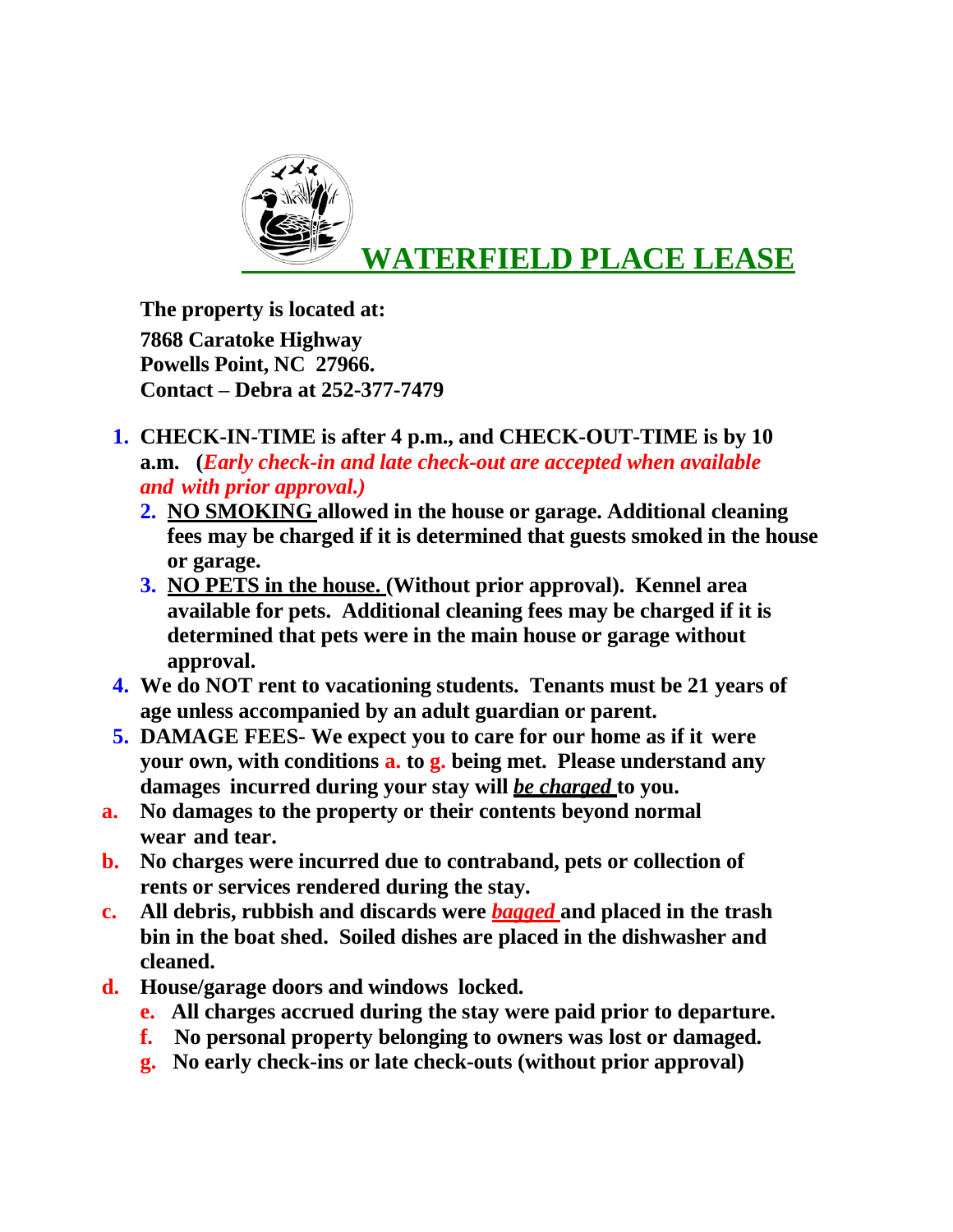# WATERFIELD PLACE LEASE

**The property is located at:**
**7868 Caratoke Highway**
**Powells Point, NC 27966.**
**Contact – Debra at 252-377-7479**

1. **CHECK-IN-TIME is after 4 p.m., and CHECK-OUT-TIME is by 10 a.m.** (***Early check-in and late check-out are accepted when available and with prior approval.)***
2. **NO SMOKING allowed in the house or garage. Additional cleaning fees may be charged if it is determined that guests smoked in the house or garage.**
3. **NO PETS in the house. (Without prior approval). Kennel area available for pets. Additional cleaning fees may be charged if it is determined that pets were in the main house or garage without approval.**
4. **We do NOT rent to vacationing students. Tenants must be 21 years of age unless accompanied by an adult guardian or parent.**
5. **DAMAGE FEES- We expect you to care for our home as if it were your own, with conditions a. to g. being met. Please understand any damages incurred during your stay will *be charged* to you.**

a. **No damages to the property or their contents beyond normal wear and tear.**
b. **No charges were incurred due to contraband, pets or collection of rents or services rendered during the stay.**
c. **All debris, rubbish and discards were *bagged* and placed in the trash bin in the boat shed. Soiled dishes are placed in the dishwasher and cleaned.**
d. **House/garage doors and windows locked.**
e. **All charges accrued during the stay were paid prior to departure.**
f. **No personal property belonging to owners was lost or damaged.**
g. **No early check-ins or late check-outs (without prior approval)**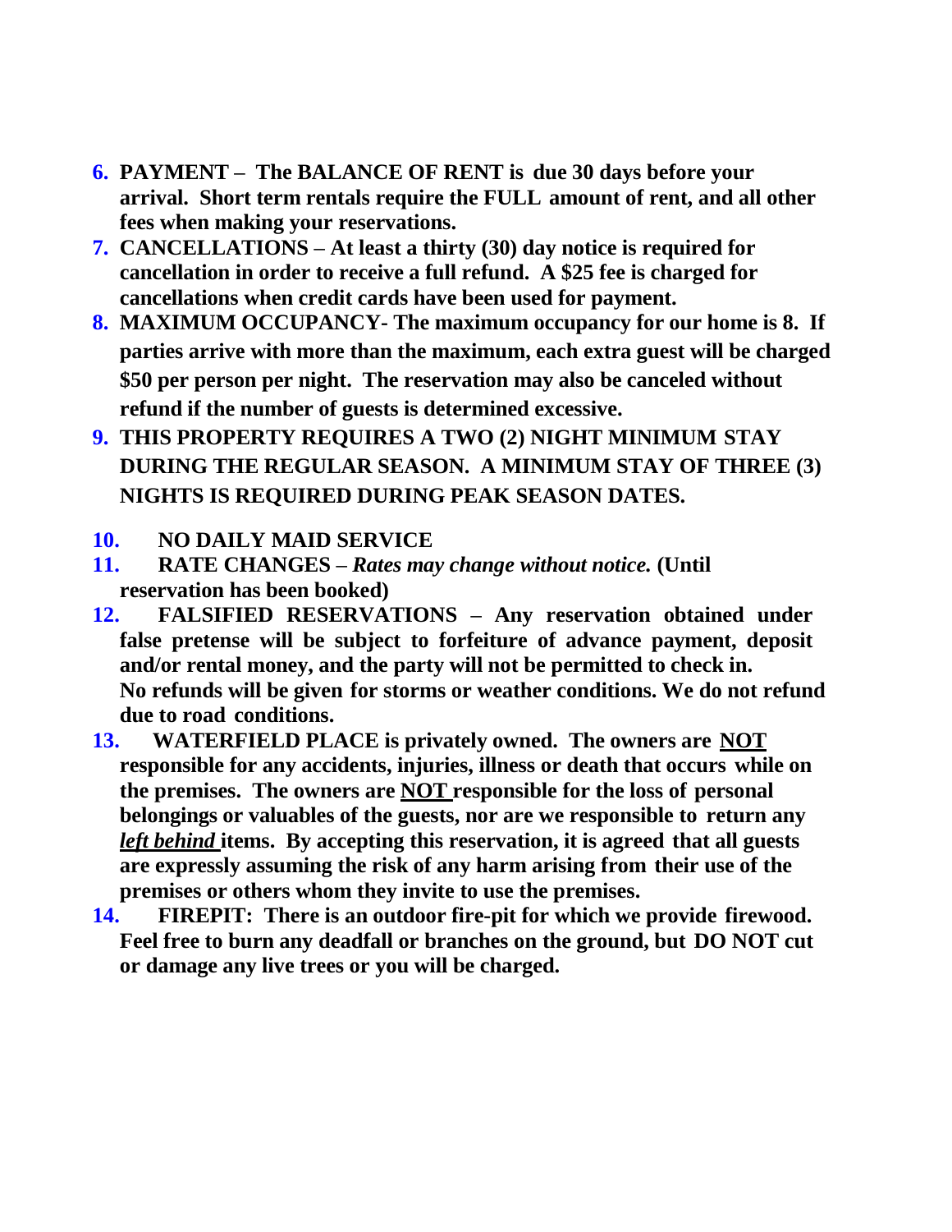6. **PAYMENT – The BALANCE OF RENT is due 30 days before your arrival. Short term rentals require the FULL amount of rent, and all other fees when making your reservations.**
7. **CANCELLATIONS – At least a thirty (30) day notice is required for cancellation in order to receive a full refund. A $25 fee is charged for cancellations when credit cards have been used for payment.**
8. **MAXIMUM OCCUPANCY- The maximum occupancy for our home is 8. If parties arrive with more than the maximum, each extra guest will be charged $50 per person per night. The reservation may also be canceled without refund if the number of guests is determined excessive.**
9. **THIS PROPERTY REQUIRES A TWO (2) NIGHT MINIMUM STAY DURING THE REGULAR SEASON. A MINIMUM STAY OF THREE (3) NIGHTS IS REQUIRED DURING PEAK SEASON DATES.**
10. **NO DAILY MAID SERVICE**
11. **RATE CHANGES –** ***Rates may change without notice.*** **(Until reservation has been booked)**
12. **FALSIFIED RESERVATIONS – Any reservation obtained under false pretense will be subject to forfeiture of advance payment, deposit and/or rental money, and the party will not be permitted to check in. No refunds will be given for storms or weather conditions. We do not refund due to road conditions.**
13. **WATERFIELD PLACE is privately owned. The owners are <u>NOT</u> responsible for any accidents, injuries, illness or death that occurs while on the premises. The owners are <u>NOT</u> responsible for the loss of personal belongings or valuables of the guests, nor are we responsible to return any** ***<u>left behind</u>*** **items. By accepting this reservation, it is agreed that all guests are expressly assuming the risk of any harm arising from their use of the premises or others whom they invite to use the premises.**
14. **FIREPIT: There is an outdoor fire-pit for which we provide firewood. Feel free to burn any deadfall or branches on the ground, but DO NOT cut or damage any live trees or you will be charged.**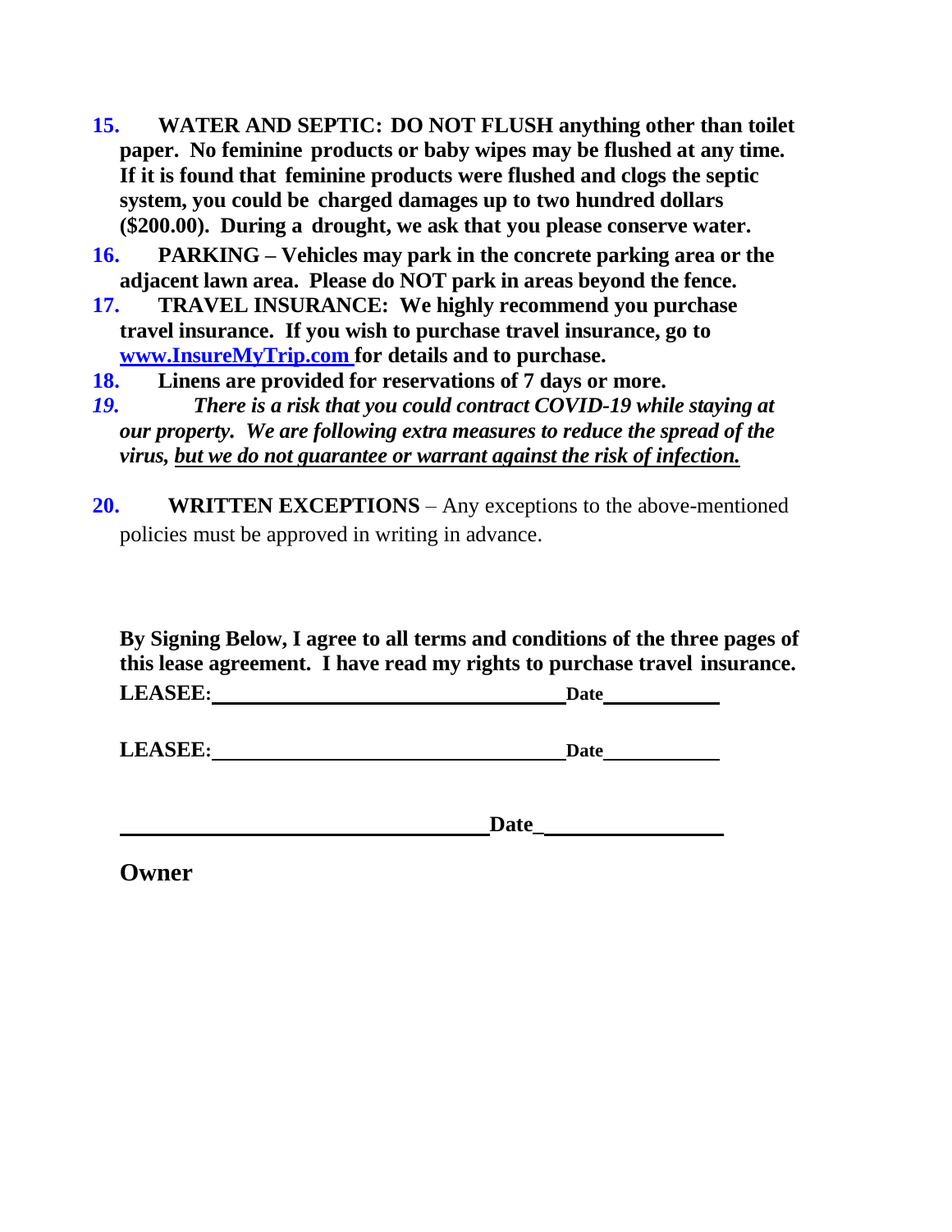**15. WATER AND SEPTIC: DO NOT FLUSH anything other than toilet paper. No feminine products or baby wipes may be flushed at any time. If it is found that feminine products were flushed and clogs the septic system, you could be charged damages up to two hundred dollars ($200.00). During a drought, we ask that you please conserve water.**

**16. PARKING – Vehicles may park in the concrete parking area or the adjacent lawn area. Please do NOT park in areas beyond the fence.**

**17. TRAVEL INSURANCE: We highly recommend you purchase travel insurance. If you wish to purchase travel insurance, go to [www.InsureMyTrip.com](http://www.InsureMyTrip.com) for details and to purchase.**

**18. Linens are provided for reservations of 7 days or more.**

***19. There is a risk that you could contract COVID-19 while staying at our property. We are following extra measures to reduce the spread of the virus, <u>but we do not guarantee or warrant against the risk of infection.</u>***

**20. WRITTEN EXCEPTIONS** – Any exceptions to the above-mentioned policies must be approved in writing in advance.

**By Signing Below, I agree to all terms and conditions of the three pages of this lease agreement. I have read my rights to purchase travel insurance.**

**LEASEE:**\_\_\_\_\_\_\_\_\_\_\_\_\_\_\_\_\_\_\_\_\_\_\_\_\_\_\_\_\_\_\_\_ **Date**\_\_\_\_\_\_\_\_\_\_\_

**LEASEE:**\_\_\_\_\_\_\_\_\_\_\_\_\_\_\_\_\_\_\_\_\_\_\_\_\_\_\_\_\_\_\_\_ **Date**\_\_\_\_\_\_\_\_\_\_\_

\_\_\_\_\_\_\_\_\_\_\_\_\_\_\_\_\_\_\_\_\_\_\_\_\_\_\_\_\_\_\_\_\_\_ **Date**\_\_\_\_\_\_\_\_\_\_\_\_\_\_\_\_

**Owner**